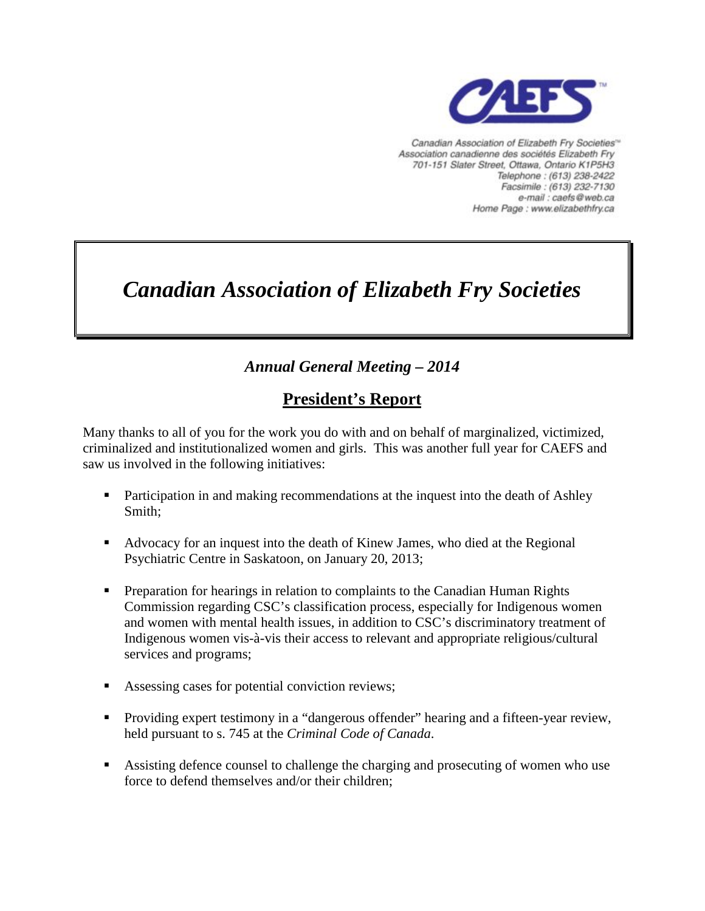Canadian Association of Elizabeth Fry Societies™
Association canadienne des sociétés Elizabeth Fry
701-151 Slater Street, Ottawa, Ontario K1P5H3
Telephone : (613) 238-2422
Facsimile : (613) 232-7130
e-mail : caefs@web.ca
Home Page : www.elizabethfry.ca

# *Canadian Association of Elizabeth Fry Societies*

### *Annual General Meeting – 2014*

## President's Report

Many thanks to all of you for the work you do with and on behalf of marginalized, victimized, criminalized and institutionalized women and girls. This was another full year for CAEFS and saw us involved in the following initiatives:

- Participation in and making recommendations at the inquest into the death of Ashley Smith;
- Advocacy for an inquest into the death of Kinew James, who died at the Regional Psychiatric Centre in Saskatoon, on January 20, 2013;
- Preparation for hearings in relation to complaints to the Canadian Human Rights Commission regarding CSC's classification process, especially for Indigenous women and women with mental health issues, in addition to CSC's discriminatory treatment of Indigenous women vis-à-vis their access to relevant and appropriate religious/cultural services and programs;
- Assessing cases for potential conviction reviews;
- Providing expert testimony in a "dangerous offender" hearing and a fifteen-year review, held pursuant to s. 745 at the *Criminal Code of Canada*.
- Assisting defence counsel to challenge the charging and prosecuting of women who use force to defend themselves and/or their children;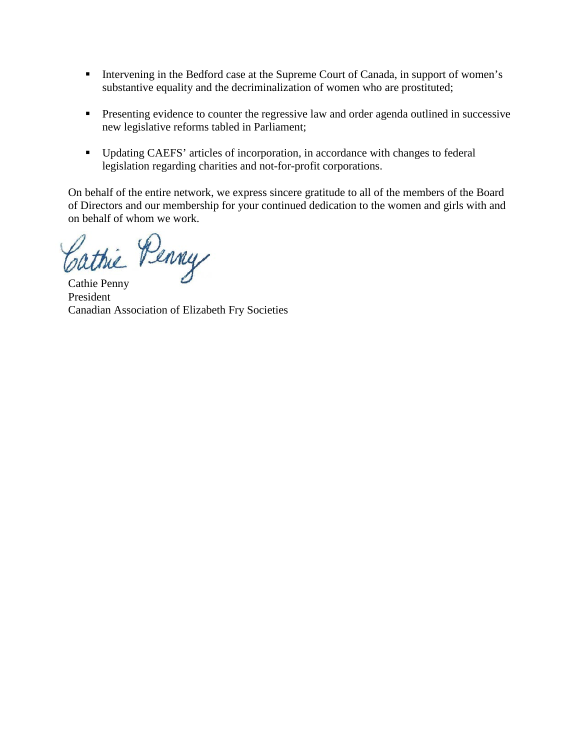- Intervening in the Bedford case at the Supreme Court of Canada, in support of women's substantive equality and the decriminalization of women who are prostituted;

- Presenting evidence to counter the regressive law and order agenda outlined in successive new legislative reforms tabled in Parliament;

- Updating CAEFS' articles of incorporation, in accordance with changes to federal legislation regarding charities and not-for-profit corporations.

On behalf of the entire network, we express sincere gratitude to all of the members of the Board of Directors and our membership for your continued dedication to the women and girls with and on behalf of whom we work.

Cathie Penny

Cathie Penny
President
Canadian Association of Elizabeth Fry Societies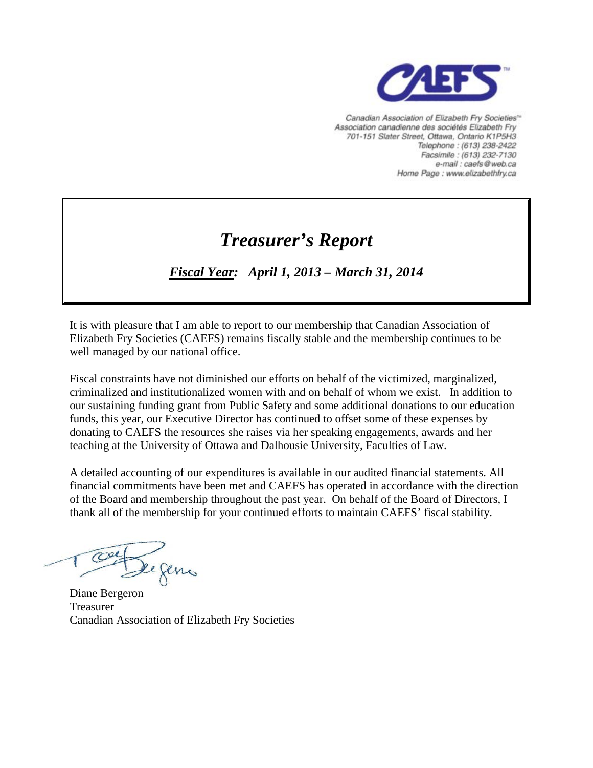Canadian Association of Elizabeth Fry Societies™
Association canadienne des sociétés Elizabeth Fry
701-151 Slater Street, Ottawa, Ontario K1P5H3
Telephone : (613) 238-2422
Facsimile : (613) 232-7130
e-mail : caefs@web.ca
Home Page : www.elizabethfry.ca

# *Treasurer's Report*

***Fiscal Year:*** ***April 1, 2013 – March 31, 2014***

It is with pleasure that I am able to report to our membership that Canadian Association of Elizabeth Fry Societies (CAEFS) remains fiscally stable and the membership continues to be well managed by our national office.

Fiscal constraints have not diminished our efforts on behalf of the victimized, marginalized, criminalized and institutionalized women with and on behalf of whom we exist. In addition to our sustaining funding grant from Public Safety and some additional donations to our education funds, this year, our Executive Director has continued to offset some of these expenses by donating to CAEFS the resources she raises via her speaking engagements, awards and her teaching at the University of Ottawa and Dalhousie University, Faculties of Law.

A detailed accounting of our expenditures is available in our audited financial statements. All financial commitments have been met and CAEFS has operated in accordance with the direction of the Board and membership throughout the past year. On behalf of the Board of Directors, I thank all of the membership for your continued efforts to maintain CAEFS' fiscal stability.

Diane Bergeron
Treasurer
Canadian Association of Elizabeth Fry Societies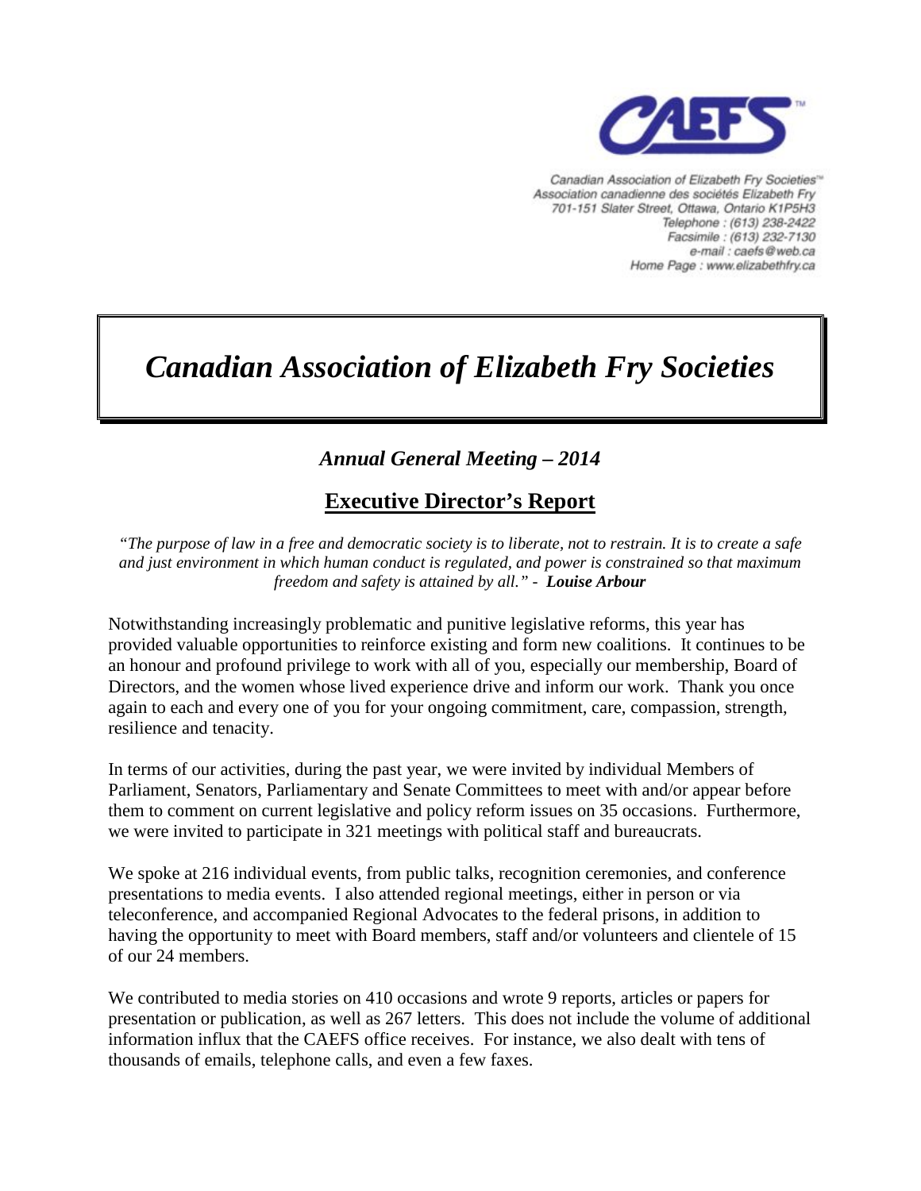**CAEFS**™

Canadian Association of Elizabeth Fry Societies™
Association canadienne des sociétés Elizabeth Fry
701-151 Slater Street, Ottawa, Ontario K1P5H3
Telephone : (613) 238-2422
Facsimile : (613) 232-7130
e-mail : caefs@web.ca
Home Page : www.elizabethfry.ca

# *Canadian Association of Elizabeth Fry Societies*

### *Annual General Meeting – 2014*

## Executive Director's Report

*"The purpose of law in a free and democratic society is to liberate, not to restrain. It is to create a safe and just environment in which human conduct is regulated, and power is constrained so that maximum freedom and safety is attained by all."* - ***Louise Arbour***

Notwithstanding increasingly problematic and punitive legislative reforms, this year has provided valuable opportunities to reinforce existing and form new coalitions. It continues to be an honour and profound privilege to work with all of you, especially our membership, Board of Directors, and the women whose lived experience drive and inform our work. Thank you once again to each and every one of you for your ongoing commitment, care, compassion, strength, resilience and tenacity.

In terms of our activities, during the past year, we were invited by individual Members of Parliament, Senators, Parliamentary and Senate Committees to meet with and/or appear before them to comment on current legislative and policy reform issues on 35 occasions. Furthermore, we were invited to participate in 321 meetings with political staff and bureaucrats.

We spoke at 216 individual events, from public talks, recognition ceremonies, and conference presentations to media events. I also attended regional meetings, either in person or via teleconference, and accompanied Regional Advocates to the federal prisons, in addition to having the opportunity to meet with Board members, staff and/or volunteers and clientele of 15 of our 24 members.

We contributed to media stories on 410 occasions and wrote 9 reports, articles or papers for presentation or publication, as well as 267 letters. This does not include the volume of additional information influx that the CAEFS office receives. For instance, we also dealt with tens of thousands of emails, telephone calls, and even a few faxes.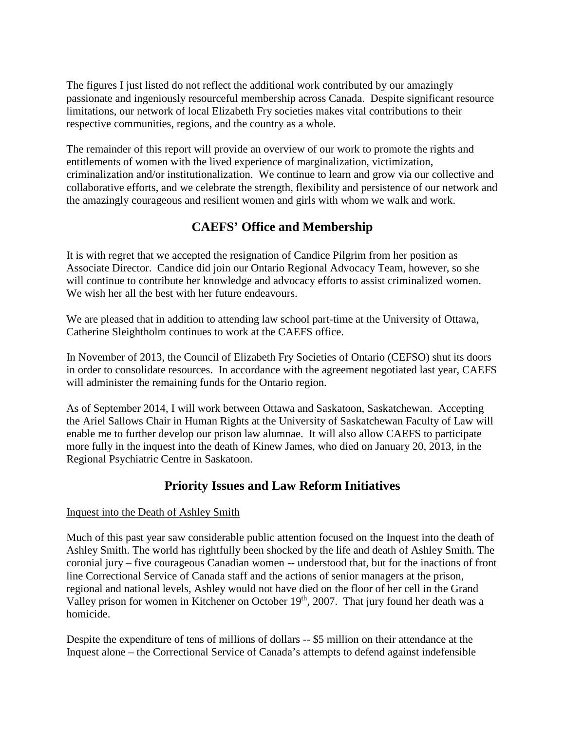The figures I just listed do not reflect the additional work contributed by our amazingly passionate and ingeniously resourceful membership across Canada. Despite significant resource limitations, our network of local Elizabeth Fry societies makes vital contributions to their respective communities, regions, and the country as a whole.

The remainder of this report will provide an overview of our work to promote the rights and entitlements of women with the lived experience of marginalization, victimization, criminalization and/or institutionalization. We continue to learn and grow via our collective and collaborative efforts, and we celebrate the strength, flexibility and persistence of our network and the amazingly courageous and resilient women and girls with whom we walk and work.

## CAEFS' Office and Membership

It is with regret that we accepted the resignation of Candice Pilgrim from her position as Associate Director. Candice did join our Ontario Regional Advocacy Team, however, so she will continue to contribute her knowledge and advocacy efforts to assist criminalized women. We wish her all the best with her future endeavours.

We are pleased that in addition to attending law school part-time at the University of Ottawa, Catherine Sleightholm continues to work at the CAEFS office.

In November of 2013, the Council of Elizabeth Fry Societies of Ontario (CEFSO) shut its doors in order to consolidate resources. In accordance with the agreement negotiated last year, CAEFS will administer the remaining funds for the Ontario region.

As of September 2014, I will work between Ottawa and Saskatoon, Saskatchewan. Accepting the Ariel Sallows Chair in Human Rights at the University of Saskatchewan Faculty of Law will enable me to further develop our prison law alumnae. It will also allow CAEFS to participate more fully in the inquest into the death of Kinew James, who died on January 20, 2013, in the Regional Psychiatric Centre in Saskatoon.

## Priority Issues and Law Reform Initiatives

Inquest into the Death of Ashley Smith

Much of this past year saw considerable public attention focused on the Inquest into the death of Ashley Smith. The world has rightfully been shocked by the life and death of Ashley Smith. The coronial jury – five courageous Canadian women -- understood that, but for the inactions of front line Correctional Service of Canada staff and the actions of senior managers at the prison, regional and national levels, Ashley would not have died on the floor of her cell in the Grand Valley prison for women in Kitchener on October 19th, 2007. That jury found her death was a homicide.

Despite the expenditure of tens of millions of dollars -- $5 million on their attendance at the Inquest alone – the Correctional Service of Canada's attempts to defend against indefensible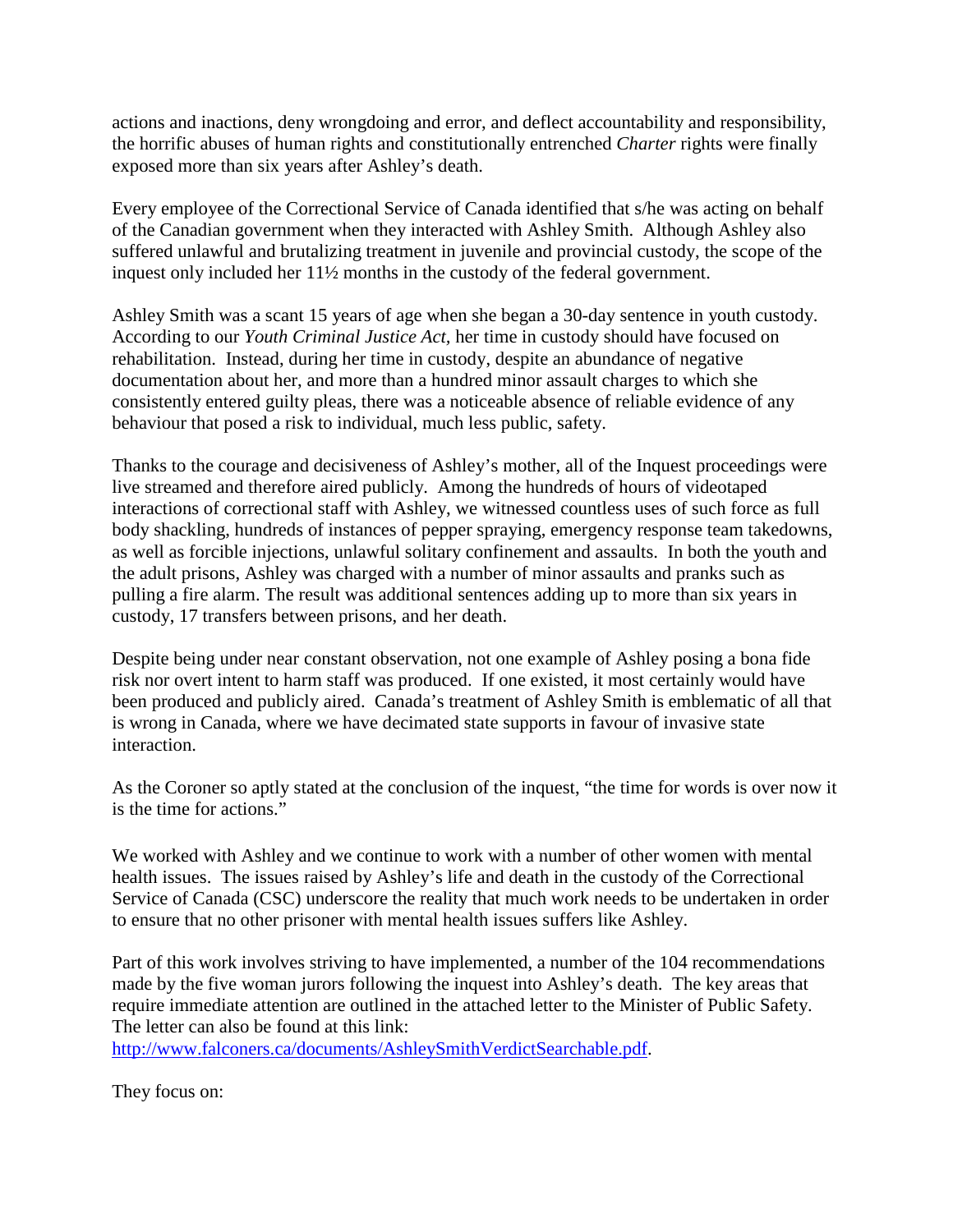actions and inactions, deny wrongdoing and error, and deflect accountability and responsibility, the horrific abuses of human rights and constitutionally entrenched *Charter* rights were finally exposed more than six years after Ashley's death.

Every employee of the Correctional Service of Canada identified that s/he was acting on behalf of the Canadian government when they interacted with Ashley Smith. Although Ashley also suffered unlawful and brutalizing treatment in juvenile and provincial custody, the scope of the inquest only included her 11½ months in the custody of the federal government.

Ashley Smith was a scant 15 years of age when she began a 30-day sentence in youth custody. According to our *Youth Criminal Justice Act*, her time in custody should have focused on rehabilitation. Instead, during her time in custody, despite an abundance of negative documentation about her, and more than a hundred minor assault charges to which she consistently entered guilty pleas, there was a noticeable absence of reliable evidence of any behaviour that posed a risk to individual, much less public, safety.

Thanks to the courage and decisiveness of Ashley's mother, all of the Inquest proceedings were live streamed and therefore aired publicly. Among the hundreds of hours of videotaped interactions of correctional staff with Ashley, we witnessed countless uses of such force as full body shackling, hundreds of instances of pepper spraying, emergency response team takedowns, as well as forcible injections, unlawful solitary confinement and assaults. In both the youth and the adult prisons, Ashley was charged with a number of minor assaults and pranks such as pulling a fire alarm. The result was additional sentences adding up to more than six years in custody, 17 transfers between prisons, and her death.

Despite being under near constant observation, not one example of Ashley posing a bona fide risk nor overt intent to harm staff was produced. If one existed, it most certainly would have been produced and publicly aired. Canada's treatment of Ashley Smith is emblematic of all that is wrong in Canada, where we have decimated state supports in favour of invasive state interaction.

As the Coroner so aptly stated at the conclusion of the inquest, "the time for words is over now it is the time for actions."

We worked with Ashley and we continue to work with a number of other women with mental health issues. The issues raised by Ashley's life and death in the custody of the Correctional Service of Canada (CSC) underscore the reality that much work needs to be undertaken in order to ensure that no other prisoner with mental health issues suffers like Ashley.

Part of this work involves striving to have implemented, a number of the 104 recommendations made by the five woman jurors following the inquest into Ashley's death. The key areas that require immediate attention are outlined in the attached letter to the Minister of Public Safety. The letter can also be found at this link: [http://www.falconers.ca/documents/AshleySmithVerdictSearchable.pdf](http://www.falconers.ca/documents/AshleySmithVerdictSearchable.pdf).

They focus on: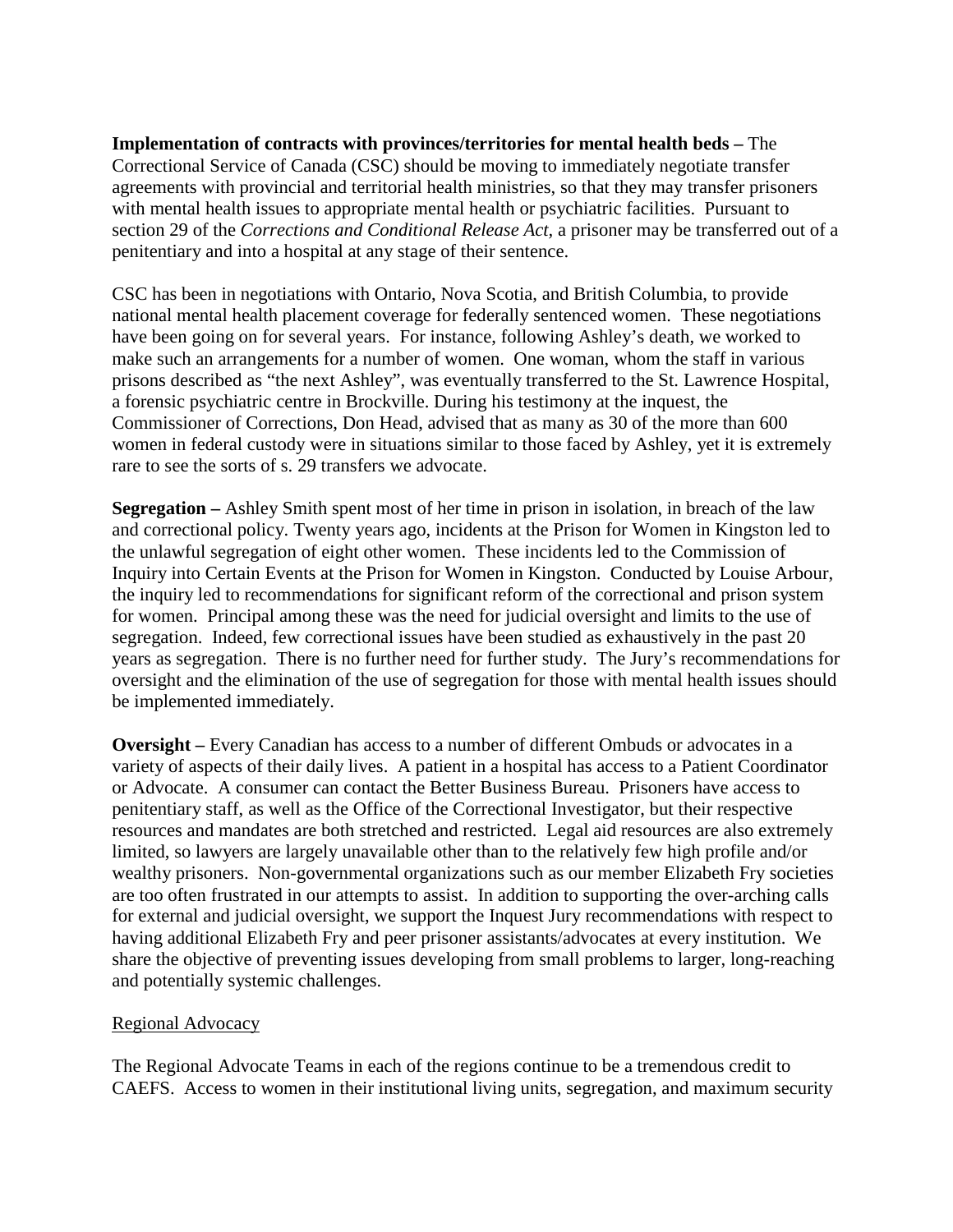**Implementation of contracts with provinces/territories for mental health beds –** The Correctional Service of Canada (CSC) should be moving to immediately negotiate transfer agreements with provincial and territorial health ministries, so that they may transfer prisoners with mental health issues to appropriate mental health or psychiatric facilities. Pursuant to section 29 of the *Corrections and Conditional Release Act,* a prisoner may be transferred out of a penitentiary and into a hospital at any stage of their sentence.

CSC has been in negotiations with Ontario, Nova Scotia, and British Columbia, to provide national mental health placement coverage for federally sentenced women. These negotiations have been going on for several years. For instance, following Ashley's death, we worked to make such an arrangements for a number of women. One woman, whom the staff in various prisons described as "the next Ashley", was eventually transferred to the St. Lawrence Hospital, a forensic psychiatric centre in Brockville. During his testimony at the inquest, the Commissioner of Corrections, Don Head, advised that as many as 30 of the more than 600 women in federal custody were in situations similar to those faced by Ashley, yet it is extremely rare to see the sorts of s. 29 transfers we advocate.

**Segregation –** Ashley Smith spent most of her time in prison in isolation, in breach of the law and correctional policy. Twenty years ago, incidents at the Prison for Women in Kingston led to the unlawful segregation of eight other women. These incidents led to the Commission of Inquiry into Certain Events at the Prison for Women in Kingston. Conducted by Louise Arbour, the inquiry led to recommendations for significant reform of the correctional and prison system for women. Principal among these was the need for judicial oversight and limits to the use of segregation. Indeed, few correctional issues have been studied as exhaustively in the past 20 years as segregation. There is no further need for further study. The Jury's recommendations for oversight and the elimination of the use of segregation for those with mental health issues should be implemented immediately.

**Oversight –** Every Canadian has access to a number of different Ombuds or advocates in a variety of aspects of their daily lives. A patient in a hospital has access to a Patient Coordinator or Advocate. A consumer can contact the Better Business Bureau. Prisoners have access to penitentiary staff, as well as the Office of the Correctional Investigator, but their respective resources and mandates are both stretched and restricted. Legal aid resources are also extremely limited, so lawyers are largely unavailable other than to the relatively few high profile and/or wealthy prisoners. Non-governmental organizations such as our member Elizabeth Fry societies are too often frustrated in our attempts to assist. In addition to supporting the over-arching calls for external and judicial oversight, we support the Inquest Jury recommendations with respect to having additional Elizabeth Fry and peer prisoner assistants/advocates at every institution. We share the objective of preventing issues developing from small problems to larger, long-reaching and potentially systemic challenges.

## Regional Advocacy

The Regional Advocate Teams in each of the regions continue to be a tremendous credit to CAEFS. Access to women in their institutional living units, segregation, and maximum security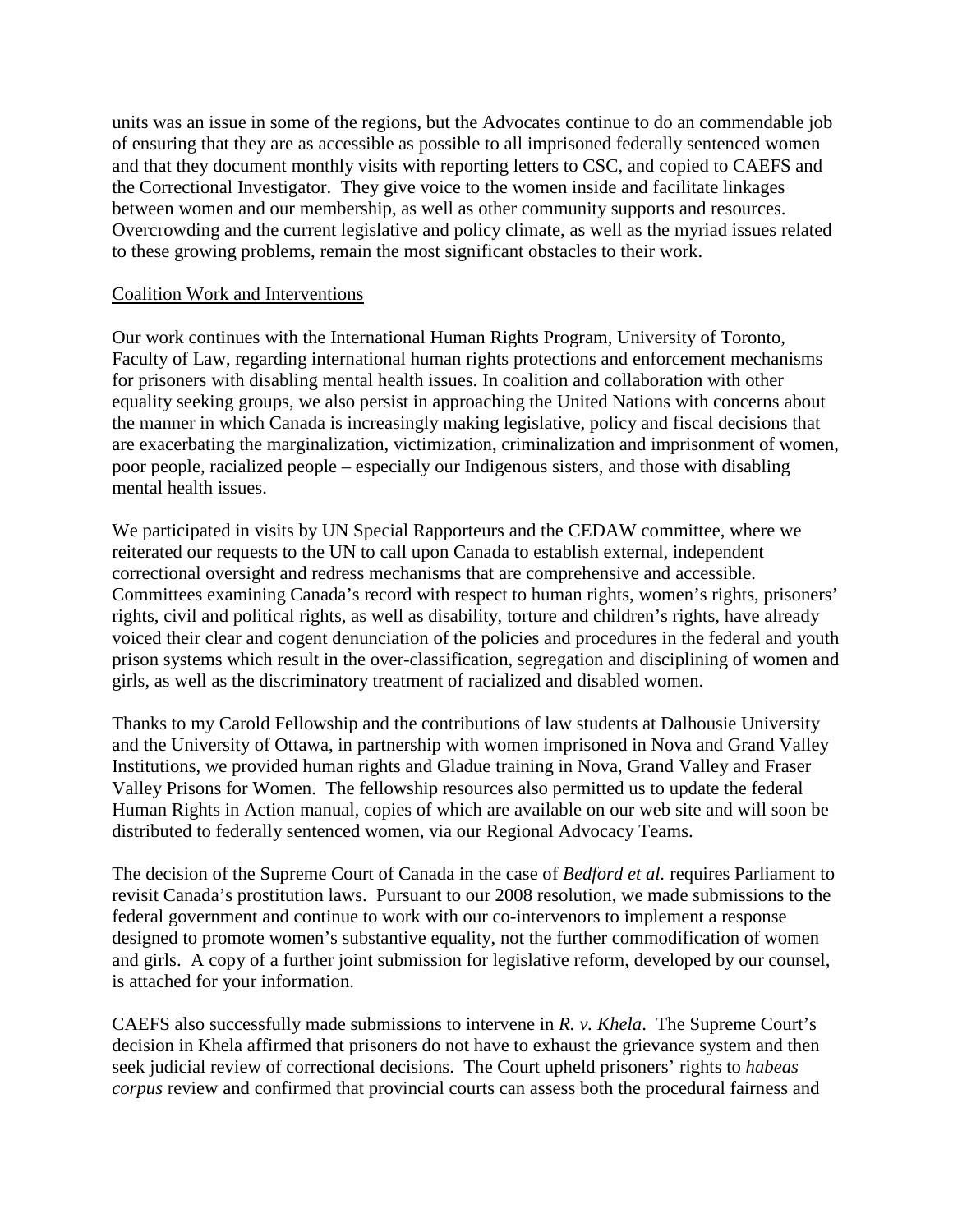units was an issue in some of the regions, but the Advocates continue to do an commendable job of ensuring that they are as accessible as possible to all imprisoned federally sentenced women and that they document monthly visits with reporting letters to CSC, and copied to CAEFS and the Correctional Investigator. They give voice to the women inside and facilitate linkages between women and our membership, as well as other community supports and resources. Overcrowding and the current legislative and policy climate, as well as the myriad issues related to these growing problems, remain the most significant obstacles to their work.

<u>Coalition Work and Interventions</u>

Our work continues with the International Human Rights Program, University of Toronto, Faculty of Law, regarding international human rights protections and enforcement mechanisms for prisoners with disabling mental health issues. In coalition and collaboration with other equality seeking groups, we also persist in approaching the United Nations with concerns about the manner in which Canada is increasingly making legislative, policy and fiscal decisions that are exacerbating the marginalization, victimization, criminalization and imprisonment of women, poor people, racialized people – especially our Indigenous sisters, and those with disabling mental health issues.

We participated in visits by UN Special Rapporteurs and the CEDAW committee, where we reiterated our requests to the UN to call upon Canada to establish external, independent correctional oversight and redress mechanisms that are comprehensive and accessible. Committees examining Canada's record with respect to human rights, women's rights, prisoners' rights, civil and political rights, as well as disability, torture and children's rights, have already voiced their clear and cogent denunciation of the policies and procedures in the federal and youth prison systems which result in the over-classification, segregation and disciplining of women and girls, as well as the discriminatory treatment of racialized and disabled women.

Thanks to my Carold Fellowship and the contributions of law students at Dalhousie University and the University of Ottawa, in partnership with women imprisoned in Nova and Grand Valley Institutions, we provided human rights and Gladue training in Nova, Grand Valley and Fraser Valley Prisons for Women. The fellowship resources also permitted us to update the federal Human Rights in Action manual, copies of which are available on our web site and will soon be distributed to federally sentenced women, via our Regional Advocacy Teams.

The decision of the Supreme Court of Canada in the case of *Bedford et al.* requires Parliament to revisit Canada's prostitution laws. Pursuant to our 2008 resolution, we made submissions to the federal government and continue to work with our co-intervenors to implement a response designed to promote women's substantive equality, not the further commodification of women and girls. A copy of a further joint submission for legislative reform, developed by our counsel, is attached for your information.

CAEFS also successfully made submissions to intervene in *R. v. Khela*. The Supreme Court's decision in Khela affirmed that prisoners do not have to exhaust the grievance system and then seek judicial review of correctional decisions. The Court upheld prisoners' rights to *habeas corpus* review and confirmed that provincial courts can assess both the procedural fairness and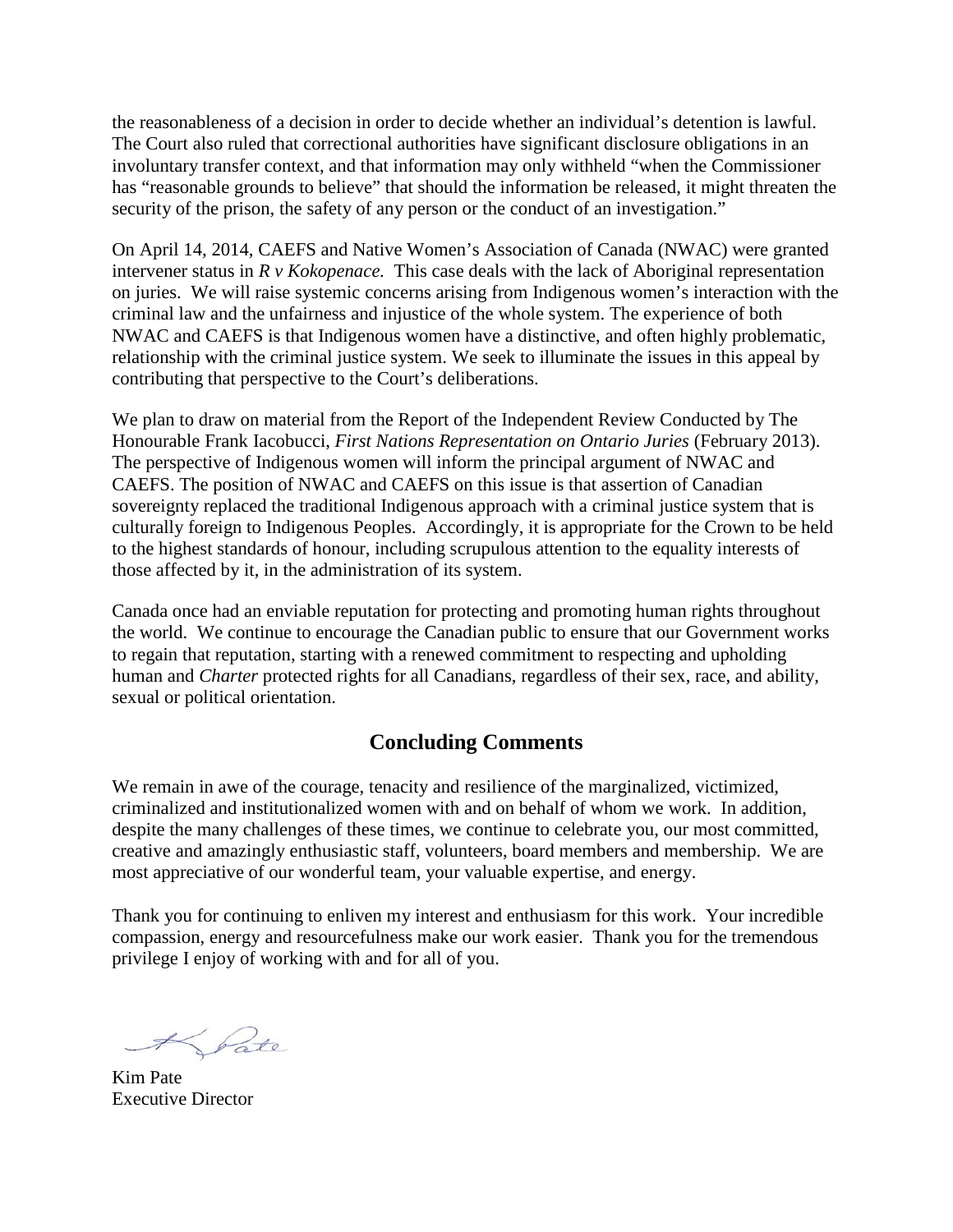the reasonableness of a decision in order to decide whether an individual's detention is lawful. The Court also ruled that correctional authorities have significant disclosure obligations in an involuntary transfer context, and that information may only withheld "when the Commissioner has "reasonable grounds to believe" that should the information be released, it might threaten the security of the prison, the safety of any person or the conduct of an investigation."

On April 14, 2014, CAEFS and Native Women's Association of Canada (NWAC) were granted intervener status in *R v Kokopenace.* This case deals with the lack of Aboriginal representation on juries. We will raise systemic concerns arising from Indigenous women's interaction with the criminal law and the unfairness and injustice of the whole system. The experience of both NWAC and CAEFS is that Indigenous women have a distinctive, and often highly problematic, relationship with the criminal justice system. We seek to illuminate the issues in this appeal by contributing that perspective to the Court's deliberations.

We plan to draw on material from the Report of the Independent Review Conducted by The Honourable Frank Iacobucci, *First Nations Representation on Ontario Juries* (February 2013). The perspective of Indigenous women will inform the principal argument of NWAC and CAEFS. The position of NWAC and CAEFS on this issue is that assertion of Canadian sovereignty replaced the traditional Indigenous approach with a criminal justice system that is culturally foreign to Indigenous Peoples. Accordingly, it is appropriate for the Crown to be held to the highest standards of honour, including scrupulous attention to the equality interests of those affected by it, in the administration of its system.

Canada once had an enviable reputation for protecting and promoting human rights throughout the world. We continue to encourage the Canadian public to ensure that our Government works to regain that reputation, starting with a renewed commitment to respecting and upholding human and *Charter* protected rights for all Canadians, regardless of their sex, race, and ability, sexual or political orientation.

## Concluding Comments

We remain in awe of the courage, tenacity and resilience of the marginalized, victimized, criminalized and institutionalized women with and on behalf of whom we work. In addition, despite the many challenges of these times, we continue to celebrate you, our most committed, creative and amazingly enthusiastic staff, volunteers, board members and membership. We are most appreciative of our wonderful team, your valuable expertise, and energy.

Thank you for continuing to enliven my interest and enthusiasm for this work. Your incredible compassion, energy and resourcefulness make our work easier. Thank you for the tremendous privilege I enjoy of working with and for all of you.

Kim Pate
Executive Director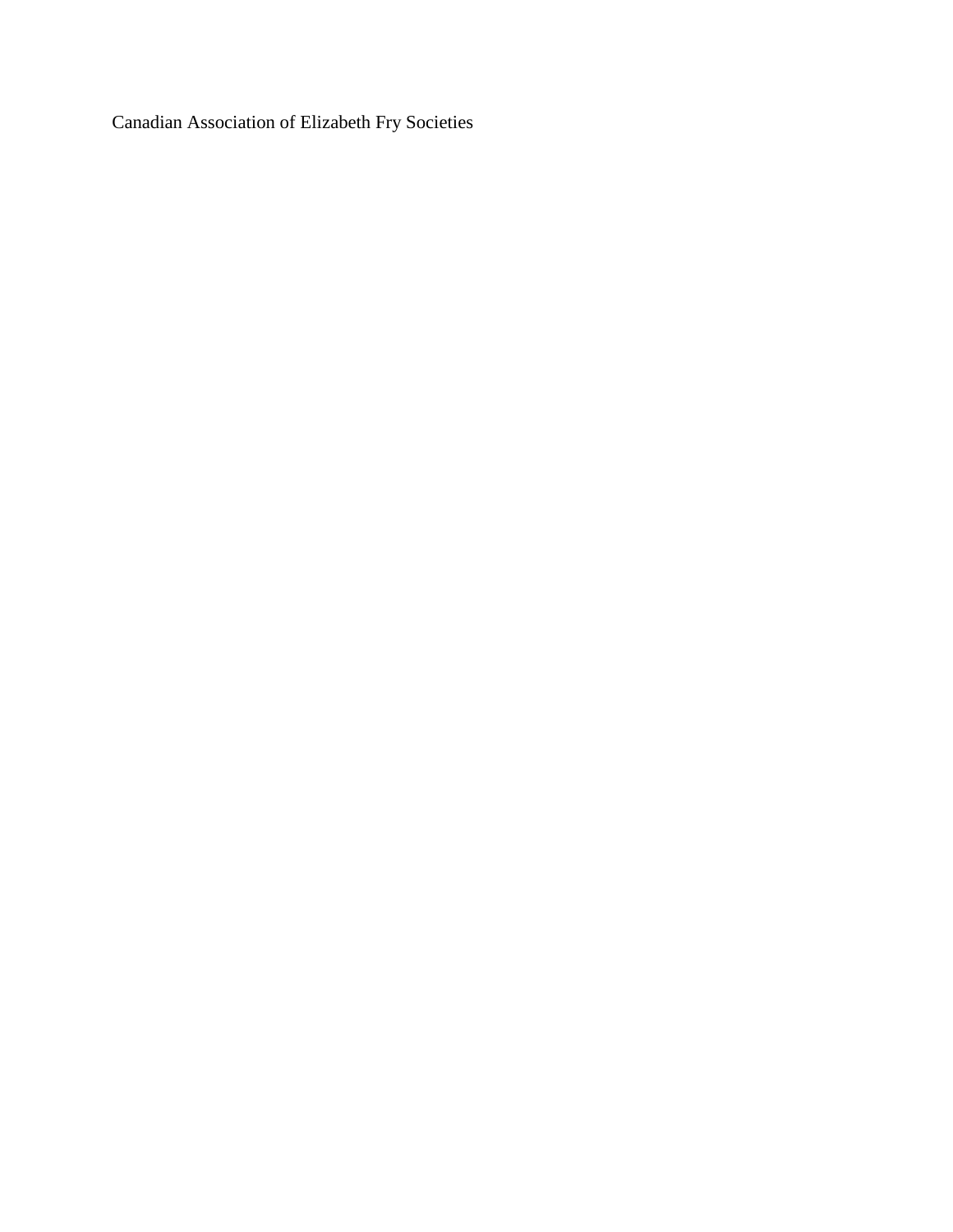Canadian Association of Elizabeth Fry Societies